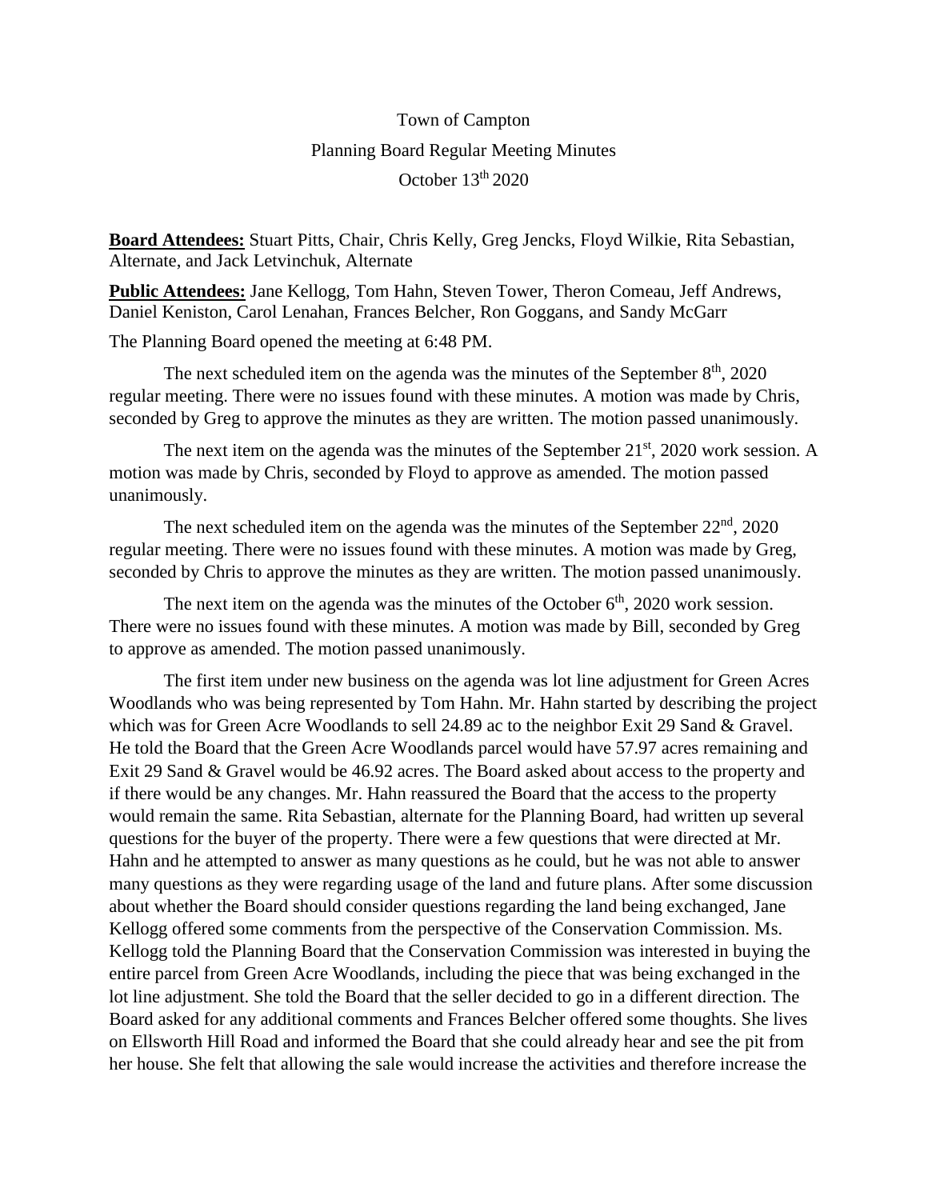Town of Campton

Planning Board Regular Meeting Minutes

October 13th 2020

**Board Attendees:** Stuart Pitts, Chair, Chris Kelly, Greg Jencks, Floyd Wilkie, Rita Sebastian, Alternate, and Jack Letvinchuk, Alternate

**Public Attendees:** Jane Kellogg, Tom Hahn, Steven Tower, Theron Comeau, Jeff Andrews, Daniel Keniston, Carol Lenahan, Frances Belcher, Ron Goggans, and Sandy McGarr

The Planning Board opened the meeting at 6:48 PM.

The next scheduled item on the agenda was the minutes of the September 8th, 2020 regular meeting. There were no issues found with these minutes. A motion was made by Chris, seconded by Greg to approve the minutes as they are written. The motion passed unanimously.

The next item on the agenda was the minutes of the September 21st, 2020 work session. A motion was made by Chris, seconded by Floyd to approve as amended. The motion passed unanimously.

The next scheduled item on the agenda was the minutes of the September 22nd, 2020 regular meeting. There were no issues found with these minutes. A motion was made by Greg, seconded by Chris to approve the minutes as they are written. The motion passed unanimously.

The next item on the agenda was the minutes of the October 6th, 2020 work session. There were no issues found with these minutes. A motion was made by Bill, seconded by Greg to approve as amended. The motion passed unanimously.

The first item under new business on the agenda was lot line adjustment for Green Acres Woodlands who was being represented by Tom Hahn. Mr. Hahn started by describing the project which was for Green Acre Woodlands to sell 24.89 ac to the neighbor Exit 29 Sand & Gravel. He told the Board that the Green Acre Woodlands parcel would have 57.97 acres remaining and Exit 29 Sand & Gravel would be 46.92 acres. The Board asked about access to the property and if there would be any changes. Mr. Hahn reassured the Board that the access to the property would remain the same. Rita Sebastian, alternate for the Planning Board, had written up several questions for the buyer of the property. There were a few questions that were directed at Mr. Hahn and he attempted to answer as many questions as he could, but he was not able to answer many questions as they were regarding usage of the land and future plans. After some discussion about whether the Board should consider questions regarding the land being exchanged, Jane Kellogg offered some comments from the perspective of the Conservation Commission. Ms. Kellogg told the Planning Board that the Conservation Commission was interested in buying the entire parcel from Green Acre Woodlands, including the piece that was being exchanged in the lot line adjustment. She told the Board that the seller decided to go in a different direction. The Board asked for any additional comments and Frances Belcher offered some thoughts. She lives on Ellsworth Hill Road and informed the Board that she could already hear and see the pit from her house. She felt that allowing the sale would increase the activities and therefore increase the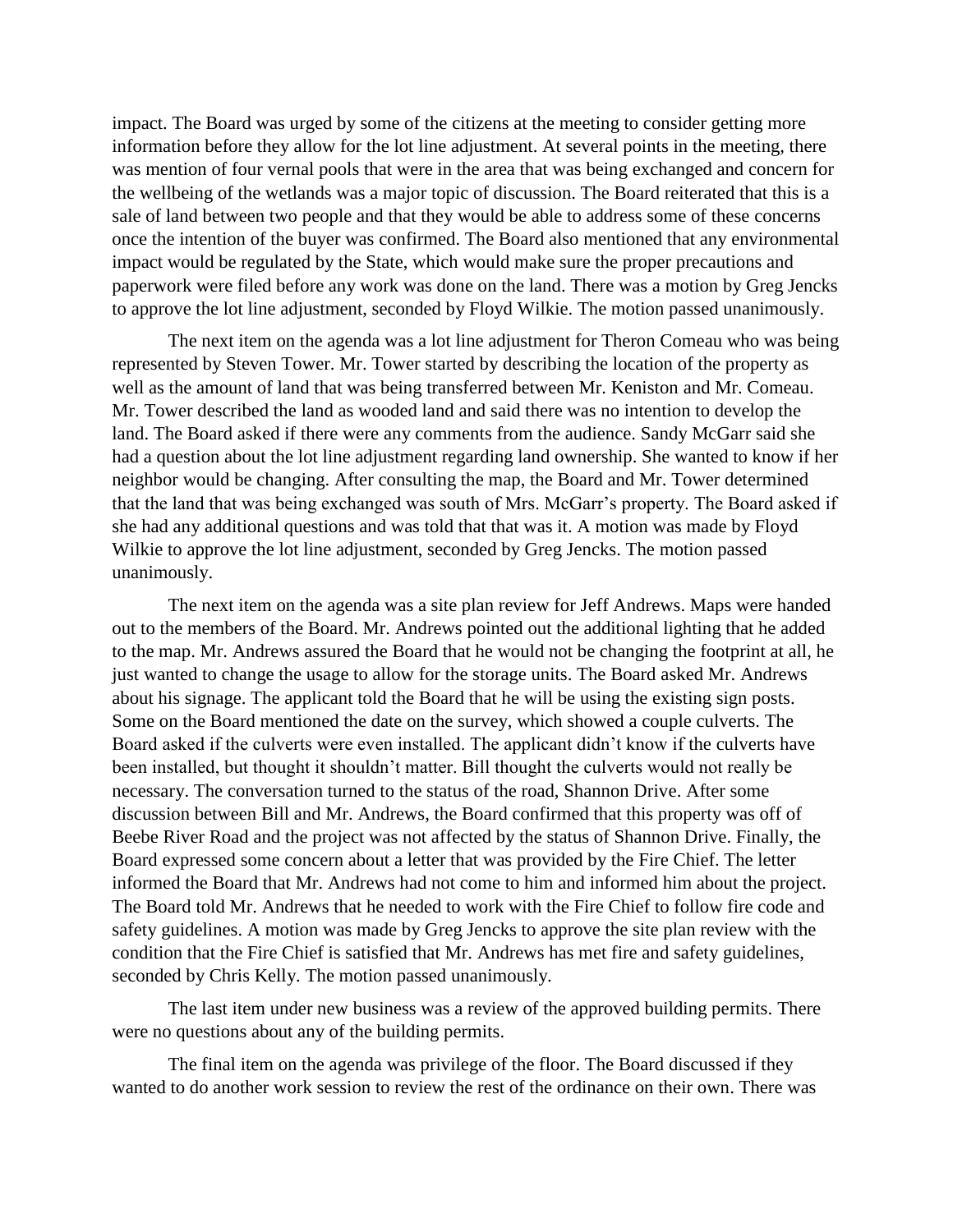impact. The Board was urged by some of the citizens at the meeting to consider getting more information before they allow for the lot line adjustment. At several points in the meeting, there was mention of four vernal pools that were in the area that was being exchanged and concern for the wellbeing of the wetlands was a major topic of discussion. The Board reiterated that this is a sale of land between two people and that they would be able to address some of these concerns once the intention of the buyer was confirmed. The Board also mentioned that any environmental impact would be regulated by the State, which would make sure the proper precautions and paperwork were filed before any work was done on the land. There was a motion by Greg Jencks to approve the lot line adjustment, seconded by Floyd Wilkie. The motion passed unanimously.

The next item on the agenda was a lot line adjustment for Theron Comeau who was being represented by Steven Tower. Mr. Tower started by describing the location of the property as well as the amount of land that was being transferred between Mr. Keniston and Mr. Comeau. Mr. Tower described the land as wooded land and said there was no intention to develop the land. The Board asked if there were any comments from the audience. Sandy McGarr said she had a question about the lot line adjustment regarding land ownership. She wanted to know if her neighbor would be changing. After consulting the map, the Board and Mr. Tower determined that the land that was being exchanged was south of Mrs. McGarr's property. The Board asked if she had any additional questions and was told that that was it. A motion was made by Floyd Wilkie to approve the lot line adjustment, seconded by Greg Jencks. The motion passed unanimously.

The next item on the agenda was a site plan review for Jeff Andrews. Maps were handed out to the members of the Board. Mr. Andrews pointed out the additional lighting that he added to the map. Mr. Andrews assured the Board that he would not be changing the footprint at all, he just wanted to change the usage to allow for the storage units. The Board asked Mr. Andrews about his signage. The applicant told the Board that he will be using the existing sign posts. Some on the Board mentioned the date on the survey, which showed a couple culverts. The Board asked if the culverts were even installed. The applicant didn't know if the culverts have been installed, but thought it shouldn't matter. Bill thought the culverts would not really be necessary. The conversation turned to the status of the road, Shannon Drive. After some discussion between Bill and Mr. Andrews, the Board confirmed that this property was off of Beebe River Road and the project was not affected by the status of Shannon Drive. Finally, the Board expressed some concern about a letter that was provided by the Fire Chief. The letter informed the Board that Mr. Andrews had not come to him and informed him about the project. The Board told Mr. Andrews that he needed to work with the Fire Chief to follow fire code and safety guidelines. A motion was made by Greg Jencks to approve the site plan review with the condition that the Fire Chief is satisfied that Mr. Andrews has met fire and safety guidelines, seconded by Chris Kelly. The motion passed unanimously.

The last item under new business was a review of the approved building permits. There were no questions about any of the building permits.

The final item on the agenda was privilege of the floor. The Board discussed if they wanted to do another work session to review the rest of the ordinance on their own. There was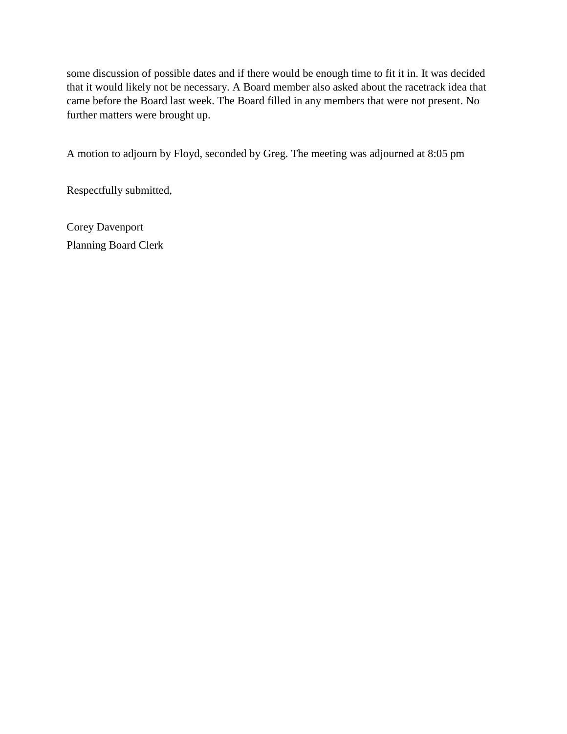some discussion of possible dates and if there would be enough time to fit it in. It was decided that it would likely not be necessary. A Board member also asked about the racetrack idea that came before the Board last week. The Board filled in any members that were not present. No further matters were brought up.

A motion to adjourn by Floyd, seconded by Greg. The meeting was adjourned at 8:05 pm

Respectfully submitted,

Corey Davenport
Planning Board Clerk